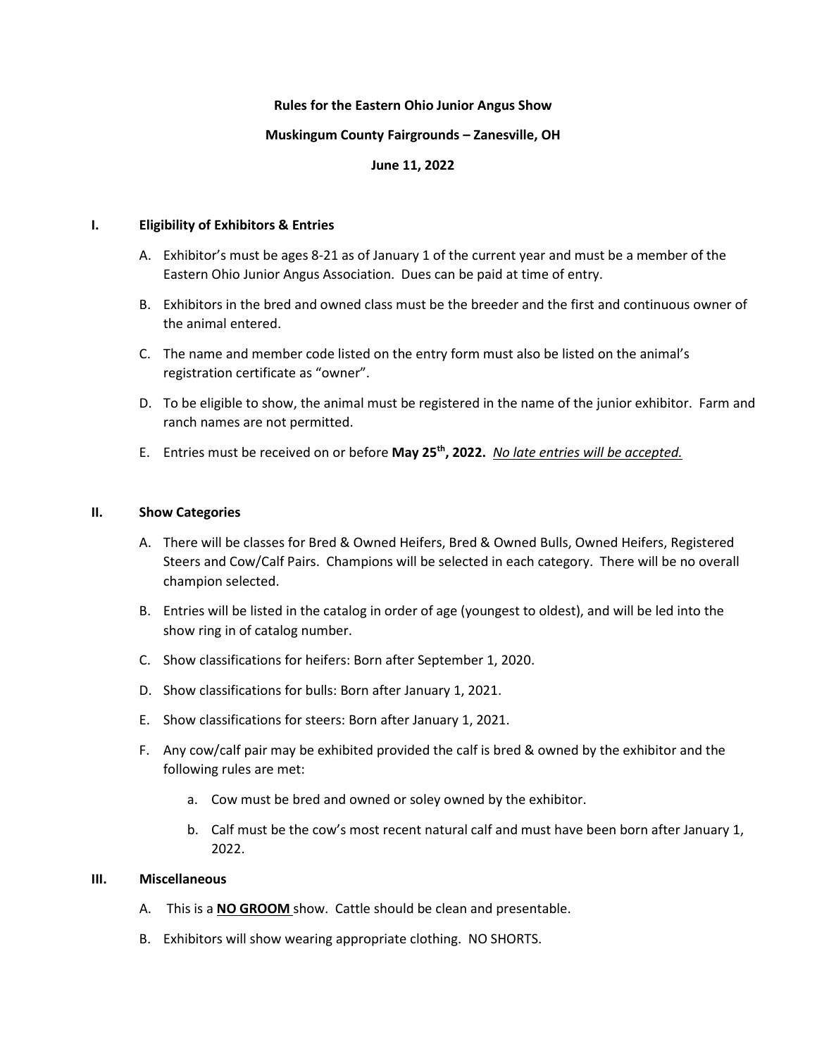**Rules for the Eastern Ohio Junior Angus Show**

**Muskingum County Fairgrounds – Zanesville, OH**

**June 11, 2022**

## I. Eligibility of Exhibitors & Entries

A. Exhibitor's must be ages 8-21 as of January 1 of the current year and must be a member of the Eastern Ohio Junior Angus Association. Dues can be paid at time of entry.

B. Exhibitors in the bred and owned class must be the breeder and the first and continuous owner of the animal entered.

C. The name and member code listed on the entry form must also be listed on the animal's registration certificate as "owner".

D. To be eligible to show, the animal must be registered in the name of the junior exhibitor. Farm and ranch names are not permitted.

E. Entries must be received on or before **May 25th, 2022.** *No late entries will be accepted.*

## II. Show Categories

A. There will be classes for Bred & Owned Heifers, Bred & Owned Bulls, Owned Heifers, Registered Steers and Cow/Calf Pairs. Champions will be selected in each category. There will be no overall champion selected.

B. Entries will be listed in the catalog in order of age (youngest to oldest), and will be led into the show ring in of catalog number.

C. Show classifications for heifers: Born after September 1, 2020.

D. Show classifications for bulls: Born after January 1, 2021.

E. Show classifications for steers: Born after January 1, 2021.

F. Any cow/calf pair may be exhibited provided the calf is bred & owned by the exhibitor and the following rules are met:

   a. Cow must be bred and owned or soley owned by the exhibitor.

   b. Calf must be the cow's most recent natural calf and must have been born after January 1, 2022.

## III. Miscellaneous

A. This is a **NO GROOM** show. Cattle should be clean and presentable.

B. Exhibitors will show wearing appropriate clothing. NO SHORTS.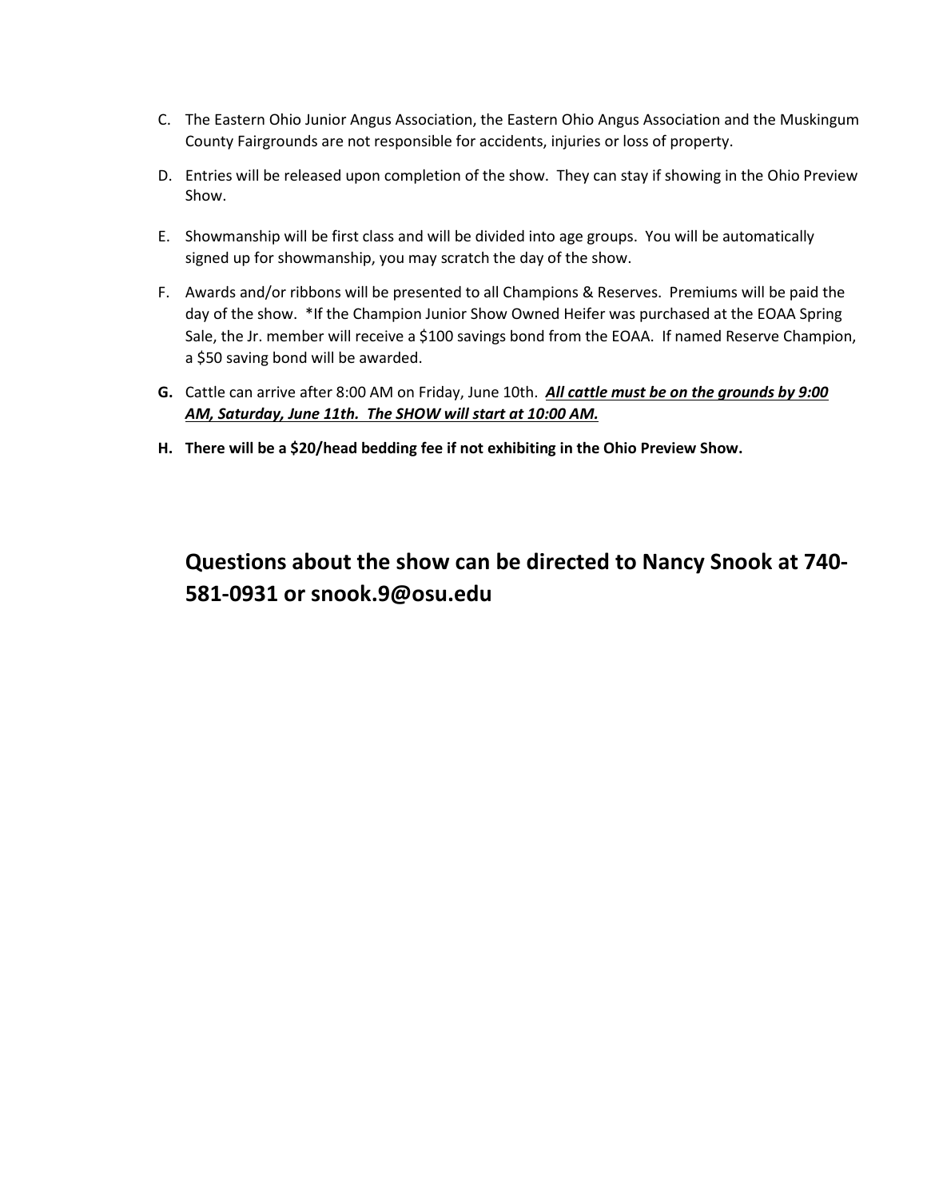C. The Eastern Ohio Junior Angus Association, the Eastern Ohio Angus Association and the Muskingum County Fairgrounds are not responsible for accidents, injuries or loss of property.

D. Entries will be released upon completion of the show. They can stay if showing in the Ohio Preview Show.

E. Showmanship will be first class and will be divided into age groups. You will be automatically signed up for showmanship, you may scratch the day of the show.

F. Awards and/or ribbons will be presented to all Champions & Reserves. Premiums will be paid the day of the show. *If the Champion Junior Show Owned Heifer was purchased at the EOAA Spring Sale, the Jr. member will receive a $100 savings bond from the EOAA. If named Reserve Champion, a $50 saving bond will be awarded.

**G.** Cattle can arrive after 8:00 AM on Friday, June 10th. ***All cattle must be on the grounds by 9:00 AM, Saturday, June 11th. The SHOW will start at 10:00 AM.***

**H. There will be a $20/head bedding fee if not exhibiting in the Ohio Preview Show.**

## Questions about the show can be directed to Nancy Snook at 740-581-0931 or snook.9@osu.edu